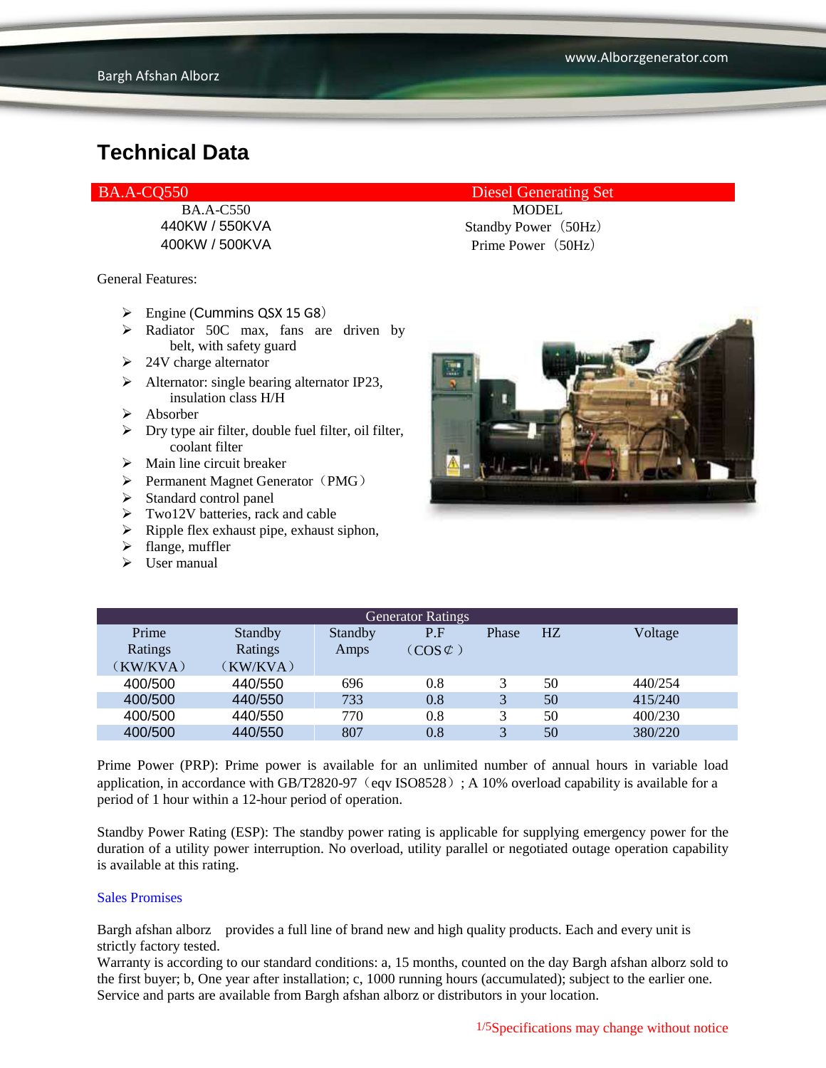# Technical Data

| BA.A-CQ550 | Diesel Generating Set |
|---|---|
| BA.A-C550 | MODEL |
| 440KW / 550KVA | Standby Power（50Hz） |
| 400KW / 500KVA | Prime Power（50Hz） |

General Features:

- Engine (Cummins QSX 15 G8)
- Radiator 50C max, fans are driven by belt, with safety guard
- 24V charge alternator
- Alternator: single bearing alternator IP23, insulation class H/H
- Absorber
- Dry type air filter, double fuel filter, oil filter, coolant filter
- Main line circuit breaker
- Permanent Magnet Generator（PMG）
- Standard control panel
- Two12V batteries, rack and cable
- Ripple flex exhaust pipe, exhaust siphon,
- flange, muffler
- User manual

| Generator Ratings | | | | | | |
|---|---|---|---|---|---|---|
| Prime Ratings（KW/KVA） | Standby Ratings（KW/KVA） | Standby Amps | P.F（COS⊄） | Phase | HZ | Voltage |
| 400/500 | 440/550 | 696 | 0.8 | 3 | 50 | 440/254 |
| 400/500 | 440/550 | 733 | 0.8 | 3 | 50 | 415/240 |
| 400/500 | 440/550 | 770 | 0.8 | 3 | 50 | 400/230 |
| 400/500 | 440/550 | 807 | 0.8 | 3 | 50 | 380/220 |

Prime Power (PRP): Prime power is available for an unlimited number of annual hours in variable load application, in accordance with GB/T2820-97（eqv ISO8528）; A 10% overload capability is available for a period of 1 hour within a 12-hour period of operation.

Standby Power Rating (ESP): The standby power rating is applicable for supplying emergency power for the duration of a utility power interruption. No overload, utility parallel or negotiated outage operation capability is available at this rating.

Sales Promises

Bargh afshan alborz provides a full line of brand new and high quality products. Each and every unit is strictly factory tested.
Warranty is according to our standard conditions: a, 15 months, counted on the day Bargh afshan alborz sold to the first buyer; b, One year after installation; c, 1000 running hours (accumulated); subject to the earlier one. Service and parts are available from Bargh afshan alborz or distributors in your location.

Specifications may change without notice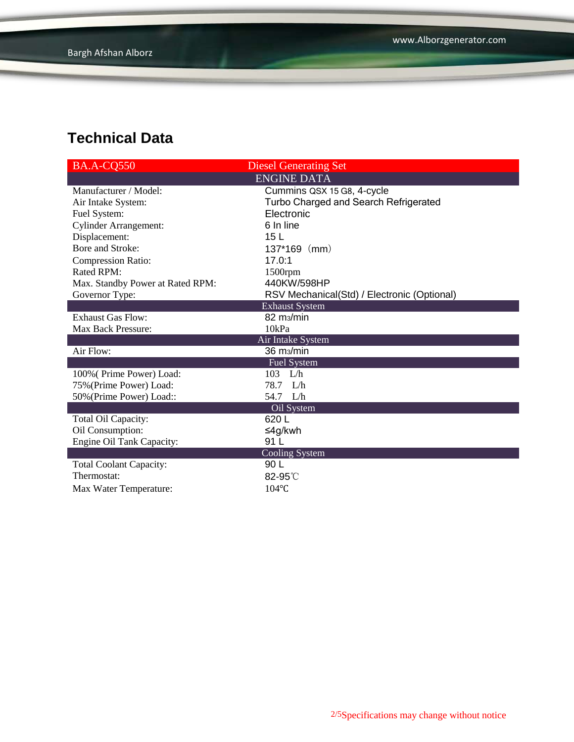## Technical Data

| BA.A-CQ550 | Diesel Generating Set |
|---|---|
| **ENGINE DATA** | |
| Manufacturer / Model: | Cummins QSX 15 G8, 4-cycle |
| Air Intake System: | Turbo Charged and Search Refrigerated |
| Fuel System: | Electronic |
| Cylinder Arrangement: | 6 In line |
| Displacement: | 15 L |
| Bore and Stroke: | 137*169（mm） |
| Compression Ratio: | 17.0:1 |
| Rated RPM: | 1500rpm |
| Max. Standby Power at Rated RPM: | 440KW/598HP |
| Governor Type: | RSV Mechanical(Std) / Electronic (Optional) |
| **Exhaust System** | |
| Exhaust Gas Flow: | 82 $m^3$/min |
| Max Back Pressure: | 10kPa |
| **Air Intake System** | |
| Air Flow: | 36 $m^3$/min |
| **Fuel System** | |
| 100%( Prime Power) Load: | 103 L/h |
| 75%(Prime Power) Load: | 78.7 L/h |
| 50%(Prime Power) Load:: | 54.7 L/h |
| **Oil System** | |
| Total Oil Capacity: | 620 L |
| Oil Consumption: | ≤4g/kwh |
| Engine Oil Tank Capacity: | 91 L |
| **Cooling System** | |
| Total Coolant Capacity: | 90 L |
| Thermostat: | 82-95℃ |
| Max Water Temperature: | 104℃ |

Specifications may change without notice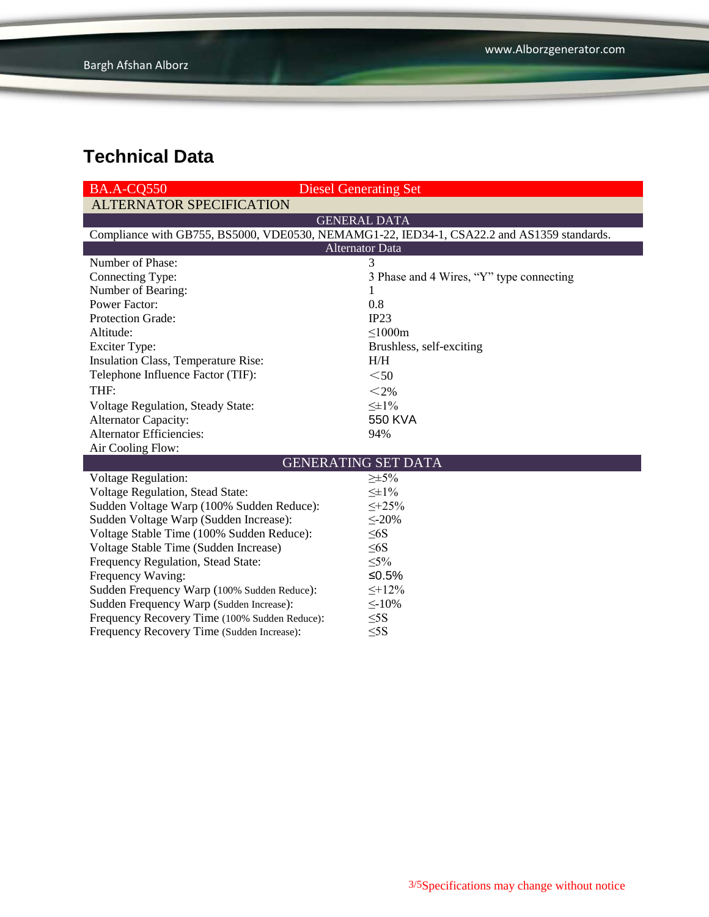# Technical Data

| BA.A-CQ550 | Diesel Generating Set |
|---|---|
| **ALTERNATOR SPECIFICATION** | |
| **GENERAL DATA** | |
| Compliance with GB755, BS5000, VDE0530, NEMAMG1-22, IED34-1, CSA22.2 and AS1359 standards. | |
| **Alternator Data** | |
| Number of Phase: | 3 |
| Connecting Type: | 3 Phase and 4 Wires, “Y” type connecting |
| Number of Bearing: | 1 |
| Power Factor: | 0.8 |
| Protection Grade: | IP23 |
| Altitude: | ≤1000m |
| Exciter Type: | Brushless, self-exciting |
| Insulation Class, Temperature Rise: | H/H |
| Telephone Influence Factor (TIF): | ＜50 |
| THF: | ＜2% |
| Voltage Regulation, Steady State: | ≤±1% |
| Alternator Capacity: | 550 KVA |
| Alternator Efficiencies: | 94% |
| Air Cooling Flow: | |
| **GENERATING SET DATA** | |
| Voltage Regulation: | ≥±5% |
| Voltage Regulation, Stead State: | ≤±1% |
| Sudden Voltage Warp (100% Sudden Reduce): | ≤+25% |
| Sudden Voltage Warp (Sudden Increase): | ≤-20% |
| Voltage Stable Time (100% Sudden Reduce): | ≤6S |
| Voltage Stable Time (Sudden Increase) | ≤6S |
| Frequency Regulation, Stead State: | ≤5% |
| Frequency Waving: | ≤0.5% |
| Sudden Frequency Warp (100% Sudden Reduce): | ≤+12% |
| Sudden Frequency Warp (Sudden Increase): | ≤-10% |
| Frequency Recovery Time (100% Sudden Reduce): | ≤5S |
| Frequency Recovery Time (Sudden Increase): | ≤5S |

Specifications may change without notice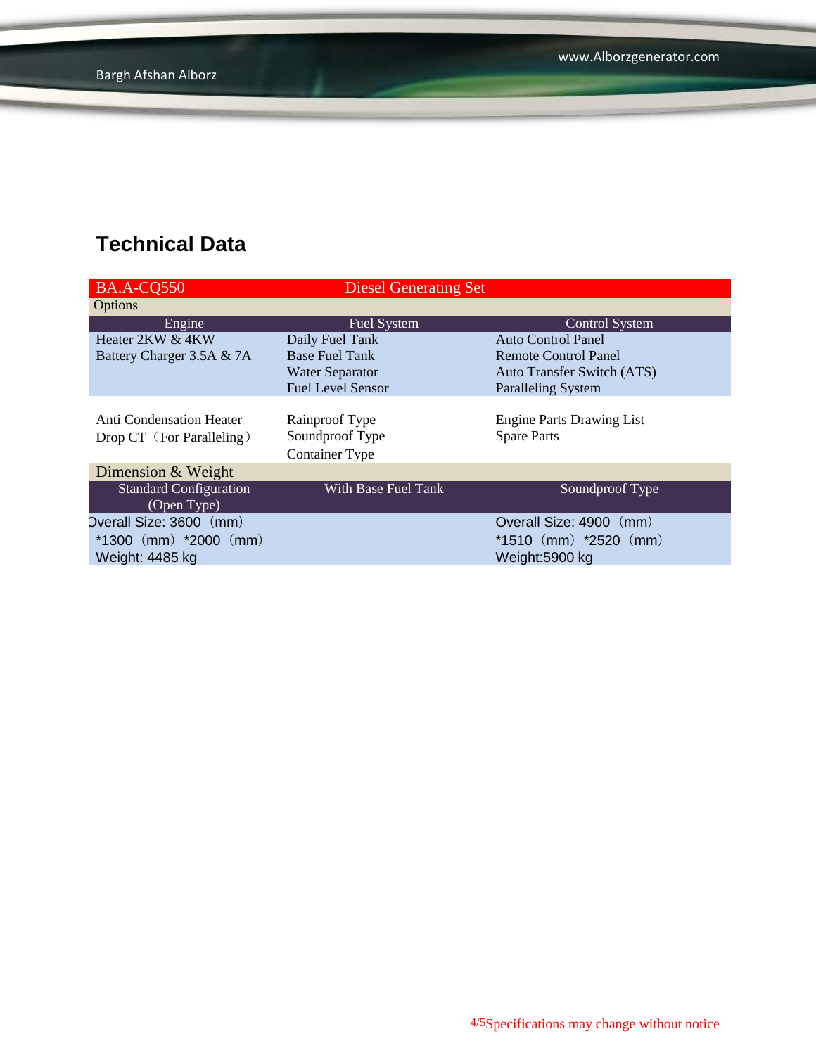## Technical Data

| BA.A-CQ550 | Diesel Generating Set | |
|---|---|---|
| Options | | |
| Engine | Fuel System | Control System |
| Heater 2KW & 4KW<br>Battery Charger 3.5A & 7A | Daily Fuel Tank<br>Base Fuel Tank<br>Water Separator<br>Fuel Level Sensor | Auto Control Panel<br>Remote Control Panel<br>Auto Transfer Switch (ATS)<br>Paralleling System |
| Anti Condensation Heater<br>Drop CT（For Paralleling） | Rainproof Type<br>Soundproof Type<br>Container Type | Engine Parts Drawing List<br>Spare Parts |
| Dimension & Weight | | |
| Standard Configuration (Open Type) | With Base Fuel Tank | Soundproof Type |
| Overall Size: 3600（mm）*1300（mm）*2000（mm）<br>Weight: 4485 kg | | Overall Size: 4900（mm）*1510（mm）*2520（mm）<br>Weight:5900 kg |

Specifications may change without notice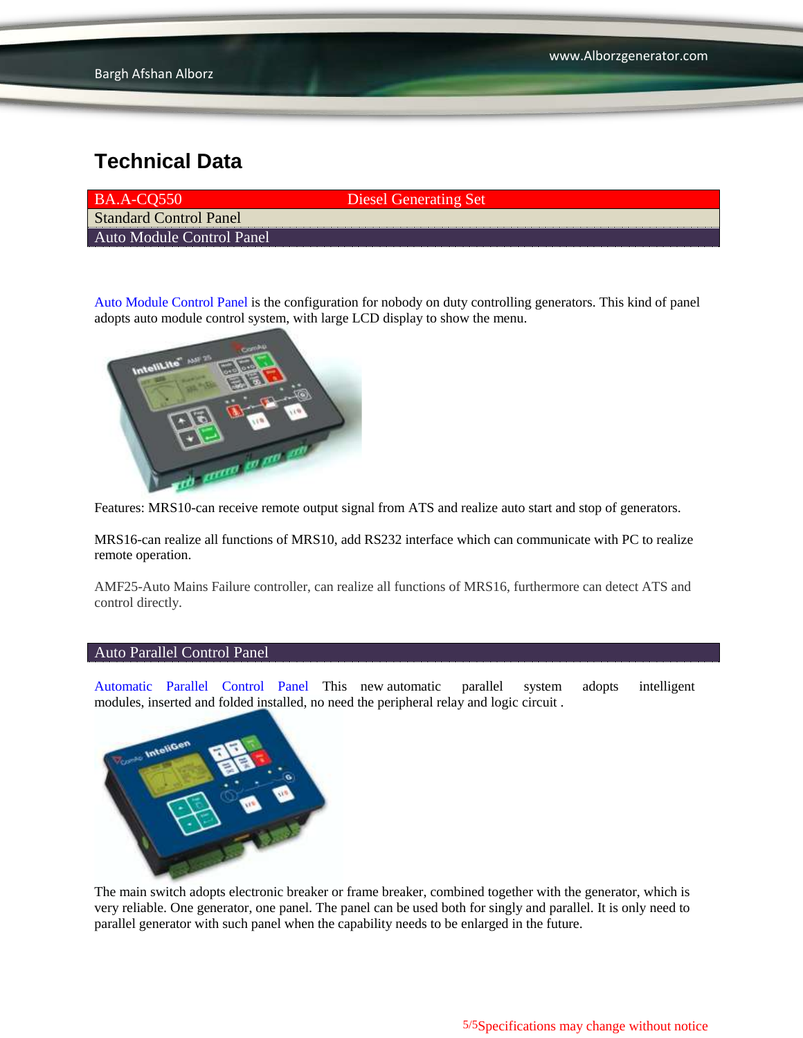## Technical Data

| BA.A-CQ550 | Diesel Generating Set |
| --- | --- |
| Standard Control Panel | |
| Auto Module Control Panel | |

Auto Module Control Panel is the configuration for nobody on duty controlling generators. This kind of panel adopts auto module control system, with large LCD display to show the menu.

Features: MRS10-can receive remote output signal from ATS and realize auto start and stop of generators.

MRS16-can realize all functions of MRS10, add RS232 interface which can communicate with PC to realize remote operation.

AMF25-Auto Mains Failure controller, can realize all functions of MRS16, furthermore can detect ATS and control directly.

### Auto Parallel Control Panel

Automatic Parallel Control Panel This new automatic parallel system adopts intelligent modules, inserted and folded installed, no need the peripheral relay and logic circuit .

The main switch adopts electronic breaker or frame breaker, combined together with the generator, which is very reliable. One generator, one panel. The panel can be used both for singly and parallel. It is only need to parallel generator with such panel when the capability needs to be enlarged in the future.

Specifications may change without notice